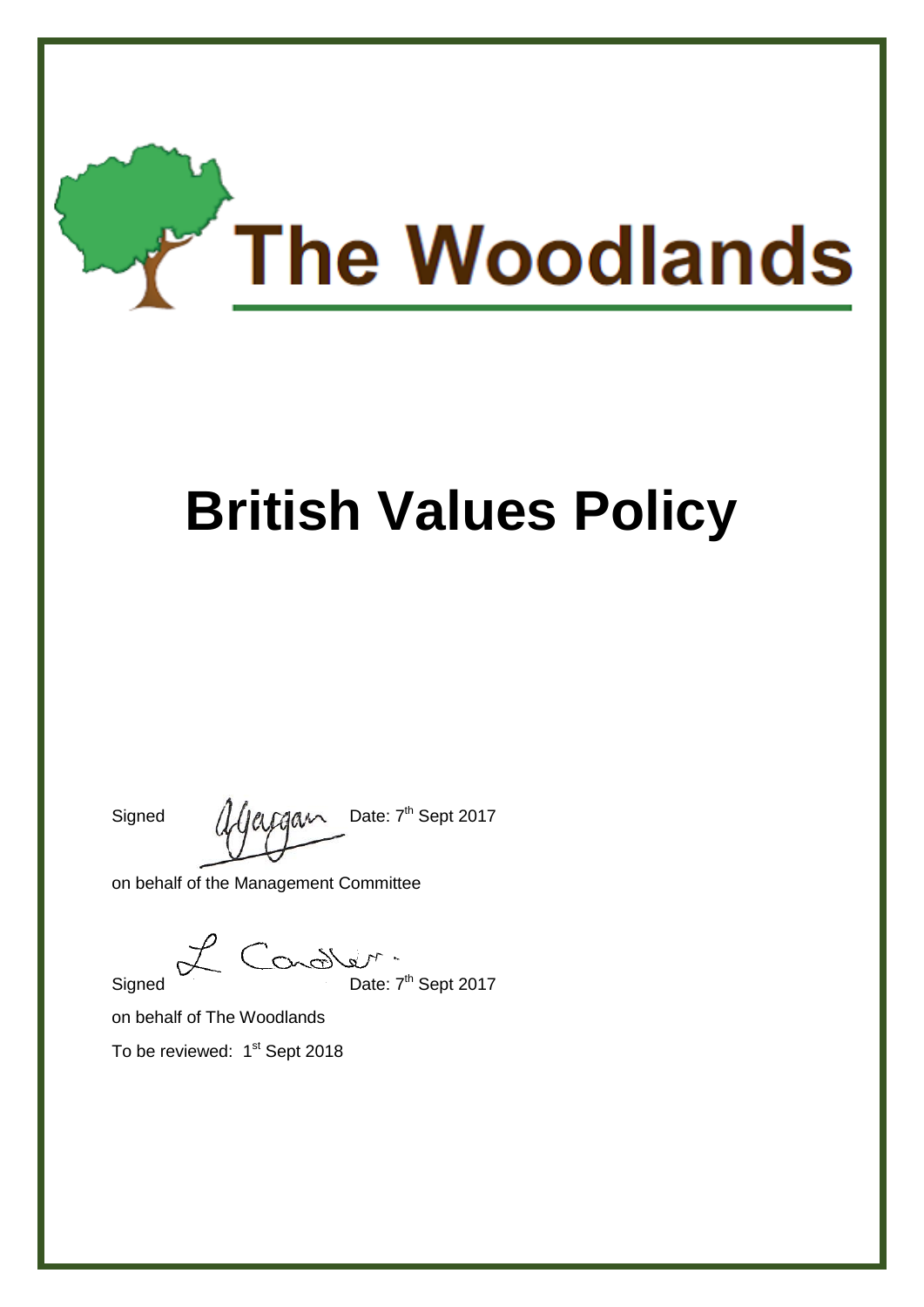# The Woodlands

# British Values Policy

Signed Date: 7th Sept 2017

on behalf of the Management Committee

Signed Date: 7th Sept 2017

on behalf of The Woodlands

To be reviewed: 1st Sept 2018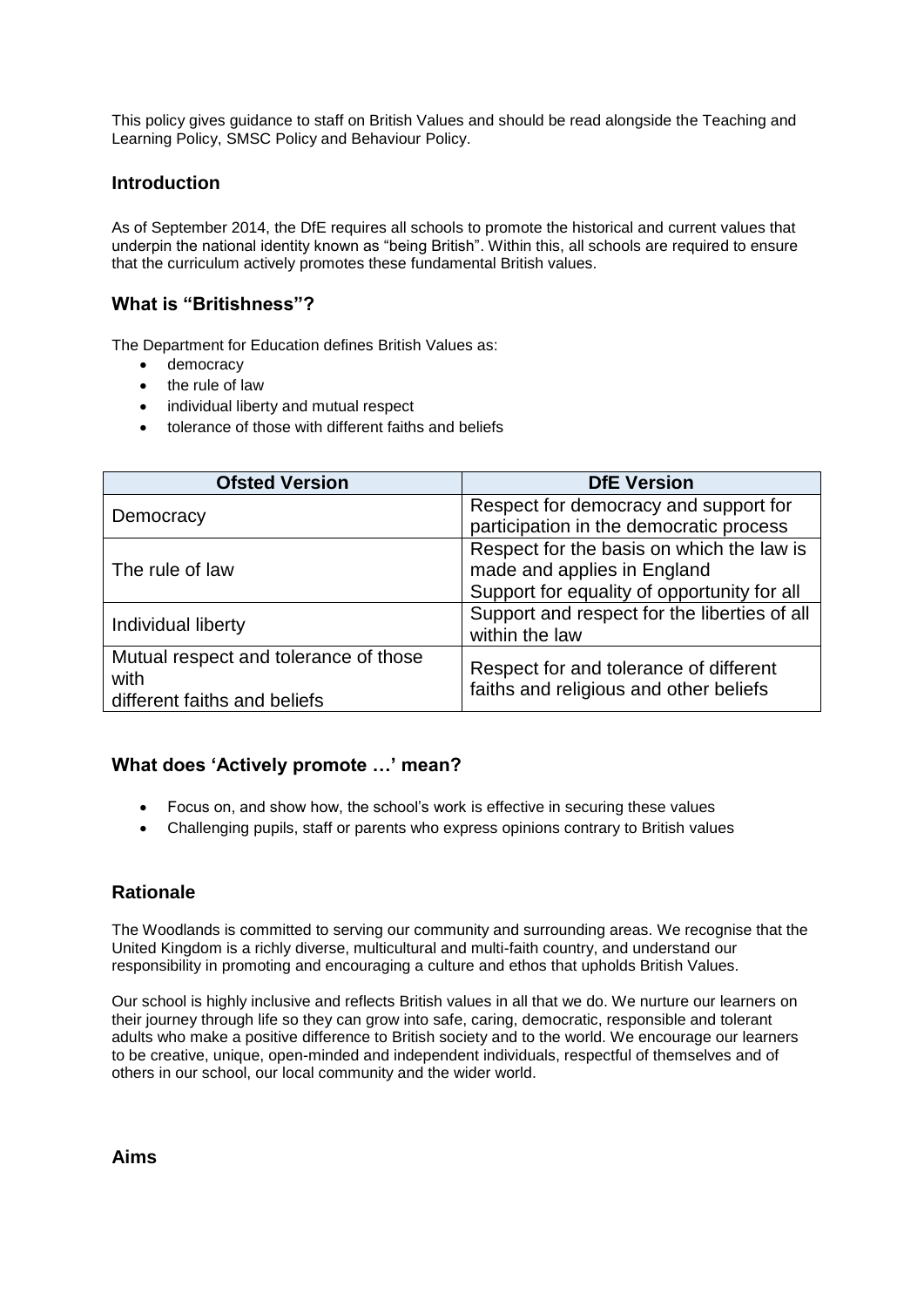This policy gives guidance to staff on British Values and should be read alongside the Teaching and Learning Policy, SMSC Policy and Behaviour Policy.

## Introduction

As of September 2014, the DfE requires all schools to promote the historical and current values that underpin the national identity known as "being British". Within this, all schools are required to ensure that the curriculum actively promotes these fundamental British values.

## What is "Britishness"?

The Department for Education defines British Values as:

- democracy
- the rule of law
- individual liberty and mutual respect
- tolerance of those with different faiths and beliefs

| Ofsted Version | DfE Version |
|---|---|
| Democracy | Respect for democracy and support for participation in the democratic process |
| The rule of law | Respect for the basis on which the law is made and applies in England<br>Support for equality of opportunity for all |
| Individual liberty | Support and respect for the liberties of all within the law |
| Mutual respect and tolerance of those with different faiths and beliefs | Respect for and tolerance of different faiths and religious and other beliefs |

## What does 'Actively promote …' mean?

- Focus on, and show how, the school's work is effective in securing these values
- Challenging pupils, staff or parents who express opinions contrary to British values

## Rationale

The Woodlands is committed to serving our community and surrounding areas. We recognise that the United Kingdom is a richly diverse, multicultural and multi-faith country, and understand our responsibility in promoting and encouraging a culture and ethos that upholds British Values.

Our school is highly inclusive and reflects British values in all that we do. We nurture our learners on their journey through life so they can grow into safe, caring, democratic, responsible and tolerant adults who make a positive difference to British society and to the world. We encourage our learners to be creative, unique, open-minded and independent individuals, respectful of themselves and of others in our school, our local community and the wider world.

## Aims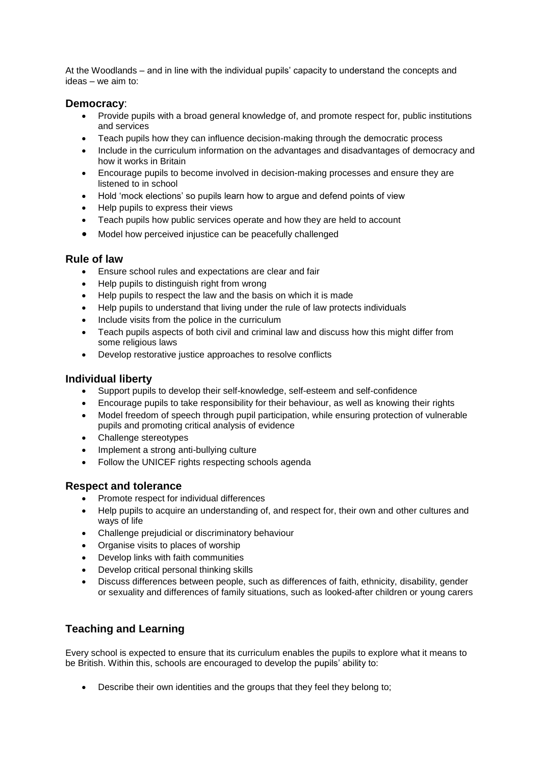At the Woodlands – and in line with the individual pupils' capacity to understand the concepts and ideas – we aim to:

### Democracy:

- Provide pupils with a broad general knowledge of, and promote respect for, public institutions and services
- Teach pupils how they can influence decision-making through the democratic process
- Include in the curriculum information on the advantages and disadvantages of democracy and how it works in Britain
- Encourage pupils to become involved in decision-making processes and ensure they are listened to in school
- Hold 'mock elections' so pupils learn how to argue and defend points of view
- Help pupils to express their views
- Teach pupils how public services operate and how they are held to account
- Model how perceived injustice can be peacefully challenged

### Rule of law

- Ensure school rules and expectations are clear and fair
- Help pupils to distinguish right from wrong
- Help pupils to respect the law and the basis on which it is made
- Help pupils to understand that living under the rule of law protects individuals
- Include visits from the police in the curriculum
- Teach pupils aspects of both civil and criminal law and discuss how this might differ from some religious laws
- Develop restorative justice approaches to resolve conflicts

### Individual liberty

- Support pupils to develop their self-knowledge, self-esteem and self-confidence
- Encourage pupils to take responsibility for their behaviour, as well as knowing their rights
- Model freedom of speech through pupil participation, while ensuring protection of vulnerable pupils and promoting critical analysis of evidence
- Challenge stereotypes
- Implement a strong anti-bullying culture
- Follow the UNICEF rights respecting schools agenda

### Respect and tolerance

- Promote respect for individual differences
- Help pupils to acquire an understanding of, and respect for, their own and other cultures and ways of life
- Challenge prejudicial or discriminatory behaviour
- Organise visits to places of worship
- Develop links with faith communities
- Develop critical personal thinking skills
- Discuss differences between people, such as differences of faith, ethnicity, disability, gender or sexuality and differences of family situations, such as looked-after children or young carers

## Teaching and Learning

Every school is expected to ensure that its curriculum enables the pupils to explore what it means to be British. Within this, schools are encouraged to develop the pupils' ability to:

- Describe their own identities and the groups that they feel they belong to;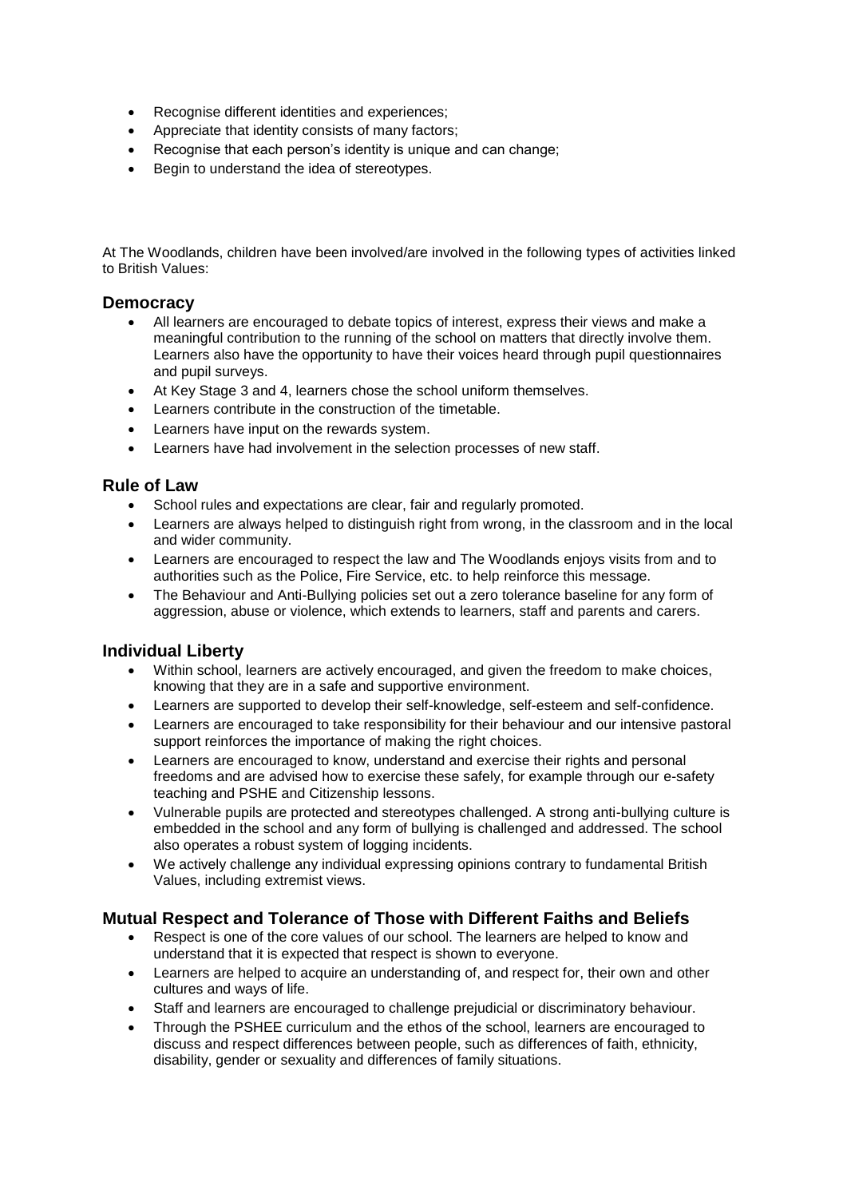- Recognise different identities and experiences;
- Appreciate that identity consists of many factors;
- Recognise that each person's identity is unique and can change;
- Begin to understand the idea of stereotypes.

At The Woodlands, children have been involved/are involved in the following types of activities linked to British Values:

## Democracy

- All learners are encouraged to debate topics of interest, express their views and make a meaningful contribution to the running of the school on matters that directly involve them. Learners also have the opportunity to have their voices heard through pupil questionnaires and pupil surveys.
- At Key Stage 3 and 4, learners chose the school uniform themselves.
- Learners contribute in the construction of the timetable.
- Learners have input on the rewards system.
- Learners have had involvement in the selection processes of new staff.

## Rule of Law

- School rules and expectations are clear, fair and regularly promoted.
- Learners are always helped to distinguish right from wrong, in the classroom and in the local and wider community.
- Learners are encouraged to respect the law and The Woodlands enjoys visits from and to authorities such as the Police, Fire Service, etc. to help reinforce this message.
- The Behaviour and Anti-Bullying policies set out a zero tolerance baseline for any form of aggression, abuse or violence, which extends to learners, staff and parents and carers.

## Individual Liberty

- Within school, learners are actively encouraged, and given the freedom to make choices, knowing that they are in a safe and supportive environment.
- Learners are supported to develop their self-knowledge, self-esteem and self-confidence.
- Learners are encouraged to take responsibility for their behaviour and our intensive pastoral support reinforces the importance of making the right choices.
- Learners are encouraged to know, understand and exercise their rights and personal freedoms and are advised how to exercise these safely, for example through our e-safety teaching and PSHE and Citizenship lessons.
- Vulnerable pupils are protected and stereotypes challenged. A strong anti-bullying culture is embedded in the school and any form of bullying is challenged and addressed. The school also operates a robust system of logging incidents.
- We actively challenge any individual expressing opinions contrary to fundamental British Values, including extremist views.

## Mutual Respect and Tolerance of Those with Different Faiths and Beliefs

- Respect is one of the core values of our school. The learners are helped to know and understand that it is expected that respect is shown to everyone.
- Learners are helped to acquire an understanding of, and respect for, their own and other cultures and ways of life.
- Staff and learners are encouraged to challenge prejudicial or discriminatory behaviour.
- Through the PSHEE curriculum and the ethos of the school, learners are encouraged to discuss and respect differences between people, such as differences of faith, ethnicity, disability, gender or sexuality and differences of family situations.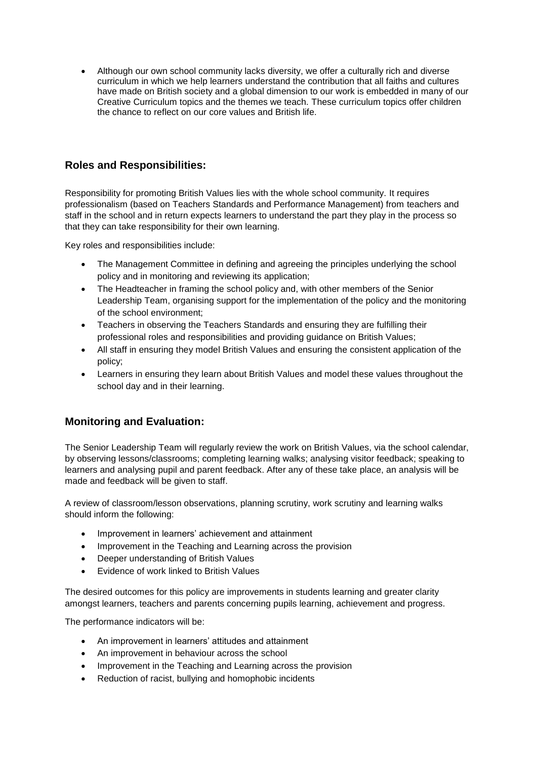- Although our own school community lacks diversity, we offer a culturally rich and diverse curriculum in which we help learners understand the contribution that all faiths and cultures have made on British society and a global dimension to our work is embedded in many of our Creative Curriculum topics and the themes we teach. These curriculum topics offer children the chance to reflect on our core values and British life.

## Roles and Responsibilities:

Responsibility for promoting British Values lies with the whole school community. It requires professionalism (based on Teachers Standards and Performance Management) from teachers and staff in the school and in return expects learners to understand the part they play in the process so that they can take responsibility for their own learning.

Key roles and responsibilities include:

- The Management Committee in defining and agreeing the principles underlying the school policy and in monitoring and reviewing its application;
- The Headteacher in framing the school policy and, with other members of the Senior Leadership Team, organising support for the implementation of the policy and the monitoring of the school environment;
- Teachers in observing the Teachers Standards and ensuring they are fulfilling their professional roles and responsibilities and providing guidance on British Values;
- All staff in ensuring they model British Values and ensuring the consistent application of the policy;
- Learners in ensuring they learn about British Values and model these values throughout the school day and in their learning.

## Monitoring and Evaluation:

The Senior Leadership Team will regularly review the work on British Values, via the school calendar, by observing lessons/classrooms; completing learning walks; analysing visitor feedback; speaking to learners and analysing pupil and parent feedback. After any of these take place, an analysis will be made and feedback will be given to staff.

A review of classroom/lesson observations, planning scrutiny, work scrutiny and learning walks should inform the following:

- Improvement in learners' achievement and attainment
- Improvement in the Teaching and Learning across the provision
- Deeper understanding of British Values
- Evidence of work linked to British Values

The desired outcomes for this policy are improvements in students learning and greater clarity amongst learners, teachers and parents concerning pupils learning, achievement and progress.

The performance indicators will be:

- An improvement in learners' attitudes and attainment
- An improvement in behaviour across the school
- Improvement in the Teaching and Learning across the provision
- Reduction of racist, bullying and homophobic incidents